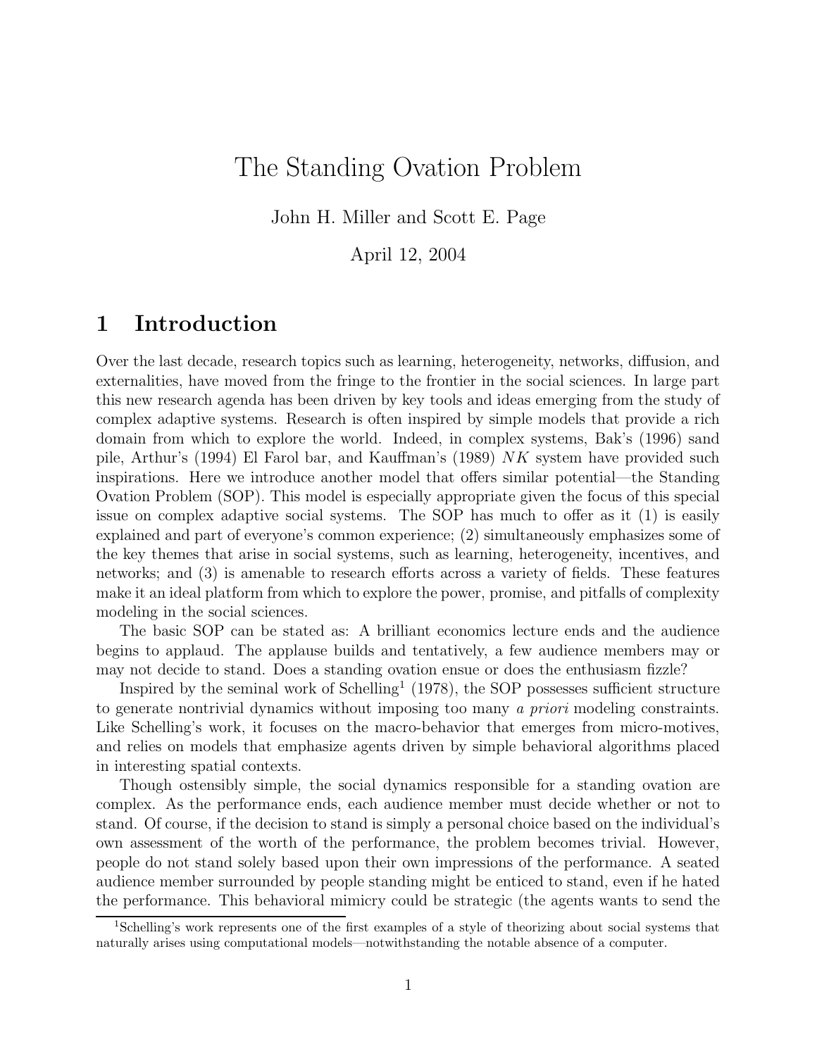# The Standing Ovation Problem

John H. Miller and Scott E. Page

April 12, 2004

## 1 Introduction

Over the last decade, research topics such as learning, heterogeneity, networks, diffusion, and externalities, have moved from the fringe to the frontier in the social sciences. In large part this new research agenda has been driven by key tools and ideas emerging from the study of complex adaptive systems. Research is often inspired by simple models that provide a rich domain from which to explore the world. Indeed, in complex systems, Bak's (1996) sand pile, Arthur's (1994) El Farol bar, and Kauffman's (1989) $NK$ system have provided such inspirations. Here we introduce another model that offers similar potential—the Standing Ovation Problem (SOP). This model is especially appropriate given the focus of this special issue on complex adaptive social systems. The SOP has much to offer as it (1) is easily explained and part of everyone's common experience; (2) simultaneously emphasizes some of the key themes that arise in social systems, such as learning, heterogeneity, incentives, and networks; and (3) is amenable to research efforts across a variety of fields. These features make it an ideal platform from which to explore the power, promise, and pitfalls of complexity modeling in the social sciences.

The basic SOP can be stated as: A brilliant economics lecture ends and the audience begins to applaud. The applause builds and tentatively, a few audience members may or may not decide to stand. Does a standing ovation ensue or does the enthusiasm fizzle?

Inspired by the seminal work of Schelling[1] (1978), the SOP possesses sufficient structure to generate nontrivial dynamics without imposing too many *a priori* modeling constraints. Like Schelling's work, it focuses on the macro-behavior that emerges from micro-motives, and relies on models that emphasize agents driven by simple behavioral algorithms placed in interesting spatial contexts.

Though ostensibly simple, the social dynamics responsible for a standing ovation are complex. As the performance ends, each audience member must decide whether or not to stand. Of course, if the decision to stand is simply a personal choice based on the individual's own assessment of the worth of the performance, the problem becomes trivial. However, people do not stand solely based upon their own impressions of the performance. A seated audience member surrounded by people standing might be enticed to stand, even if he hated the performance. This behavioral mimicry could be strategic (the agents wants to send the

[1] Schelling's work represents one of the first examples of a style of theorizing about social systems that naturally arises using computational models—notwithstanding the notable absence of a computer.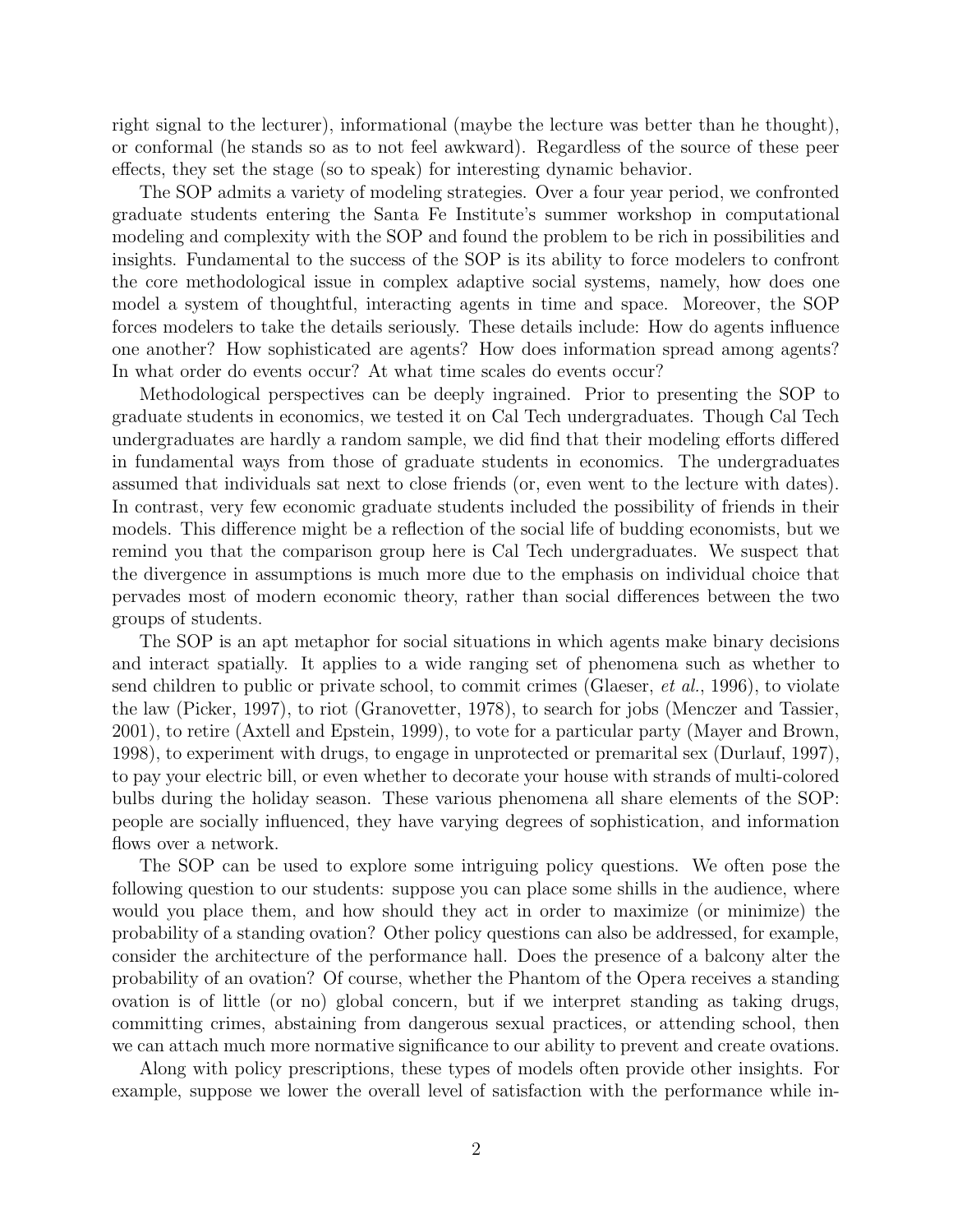right signal to the lecturer), informational (maybe the lecture was better than he thought), or conformal (he stands so as to not feel awkward). Regardless of the source of these peer effects, they set the stage (so to speak) for interesting dynamic behavior.

The SOP admits a variety of modeling strategies. Over a four year period, we confronted graduate students entering the Santa Fe Institute's summer workshop in computational modeling and complexity with the SOP and found the problem to be rich in possibilities and insights. Fundamental to the success of the SOP is its ability to force modelers to confront the core methodological issue in complex adaptive social systems, namely, how does one model a system of thoughtful, interacting agents in time and space. Moreover, the SOP forces modelers to take the details seriously. These details include: How do agents influence one another? How sophisticated are agents? How does information spread among agents? In what order do events occur? At what time scales do events occur?

Methodological perspectives can be deeply ingrained. Prior to presenting the SOP to graduate students in economics, we tested it on Cal Tech undergraduates. Though Cal Tech undergraduates are hardly a random sample, we did find that their modeling efforts differed in fundamental ways from those of graduate students in economics. The undergraduates assumed that individuals sat next to close friends (or, even went to the lecture with dates). In contrast, very few economic graduate students included the possibility of friends in their models. This difference might be a reflection of the social life of budding economists, but we remind you that the comparison group here is Cal Tech undergraduates. We suspect that the divergence in assumptions is much more due to the emphasis on individual choice that pervades most of modern economic theory, rather than social differences between the two groups of students.

The SOP is an apt metaphor for social situations in which agents make binary decisions and interact spatially. It applies to a wide ranging set of phenomena such as whether to send children to public or private school, to commit crimes (Glaeser, *et al.*, 1996), to violate the law (Picker, 1997), to riot (Granovetter, 1978), to search for jobs (Menczer and Tassier, 2001), to retire (Axtell and Epstein, 1999), to vote for a particular party (Mayer and Brown, 1998), to experiment with drugs, to engage in unprotected or premarital sex (Durlauf, 1997), to pay your electric bill, or even whether to decorate your house with strands of multi-colored bulbs during the holiday season. These various phenomena all share elements of the SOP: people are socially influenced, they have varying degrees of sophistication, and information flows over a network.

The SOP can be used to explore some intriguing policy questions. We often pose the following question to our students: suppose you can place some shills in the audience, where would you place them, and how should they act in order to maximize (or minimize) the probability of a standing ovation? Other policy questions can also be addressed, for example, consider the architecture of the performance hall. Does the presence of a balcony alter the probability of an ovation? Of course, whether the Phantom of the Opera receives a standing ovation is of little (or no) global concern, but if we interpret standing as taking drugs, committing crimes, abstaining from dangerous sexual practices, or attending school, then we can attach much more normative significance to our ability to prevent and create ovations.

Along with policy prescriptions, these types of models often provide other insights. For example, suppose we lower the overall level of satisfaction with the performance while in-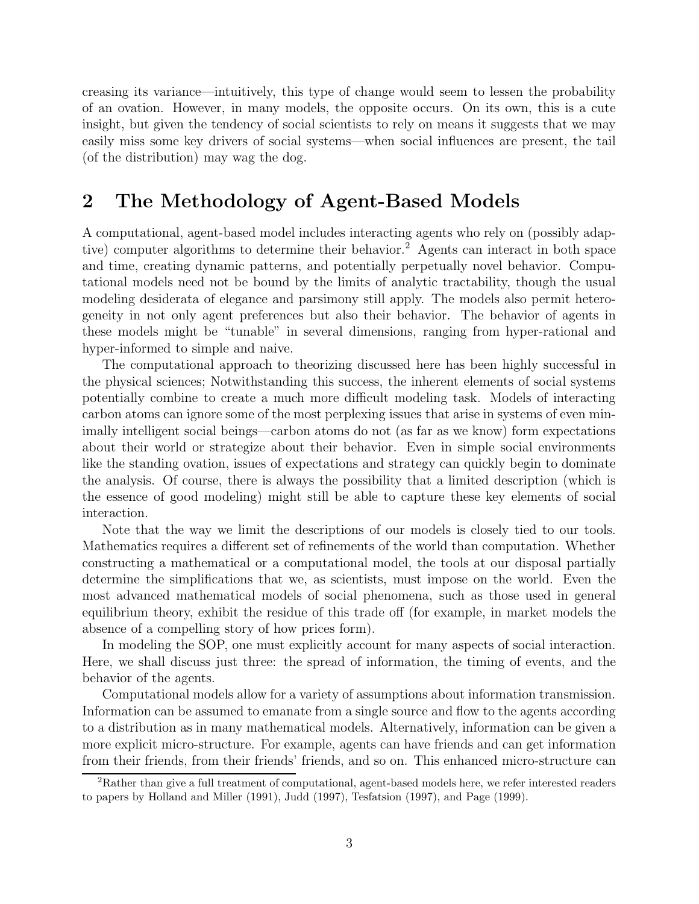creasing its variance—intuitively, this type of change would seem to lessen the probability of an ovation. However, in many models, the opposite occurs. On its own, this is a cute insight, but given the tendency of social scientists to rely on means it suggests that we may easily miss some key drivers of social systems—when social influences are present, the tail (of the distribution) may wag the dog.

## 2 The Methodology of Agent-Based Models

A computational, agent-based model includes interacting agents who rely on (possibly adaptive) computer algorithms to determine their behavior.[2] Agents can interact in both space and time, creating dynamic patterns, and potentially perpetually novel behavior. Computational models need not be bound by the limits of analytic tractability, though the usual modeling desiderata of elegance and parsimony still apply. The models also permit heterogeneity in not only agent preferences but also their behavior. The behavior of agents in these models might be "tunable" in several dimensions, ranging from hyper-rational and hyper-informed to simple and naive.

The computational approach to theorizing discussed here has been highly successful in the physical sciences; Notwithstanding this success, the inherent elements of social systems potentially combine to create a much more difficult modeling task. Models of interacting carbon atoms can ignore some of the most perplexing issues that arise in systems of even minimally intelligent social beings—carbon atoms do not (as far as we know) form expectations about their world or strategize about their behavior. Even in simple social environments like the standing ovation, issues of expectations and strategy can quickly begin to dominate the analysis. Of course, there is always the possibility that a limited description (which is the essence of good modeling) might still be able to capture these key elements of social interaction.

Note that the way we limit the descriptions of our models is closely tied to our tools. Mathematics requires a different set of refinements of the world than computation. Whether constructing a mathematical or a computational model, the tools at our disposal partially determine the simplifications that we, as scientists, must impose on the world. Even the most advanced mathematical models of social phenomena, such as those used in general equilibrium theory, exhibit the residue of this trade off (for example, in market models the absence of a compelling story of how prices form).

In modeling the SOP, one must explicitly account for many aspects of social interaction. Here, we shall discuss just three: the spread of information, the timing of events, and the behavior of the agents.

Computational models allow for a variety of assumptions about information transmission. Information can be assumed to emanate from a single source and flow to the agents according to a distribution as in many mathematical models. Alternatively, information can be given a more explicit micro-structure. For example, agents can have friends and can get information from their friends, from their friends' friends, and so on. This enhanced micro-structure can

[2] Rather than give a full treatment of computational, agent-based models here, we refer interested readers to papers by Holland and Miller (1991), Judd (1997), Tesfatsion (1997), and Page (1999).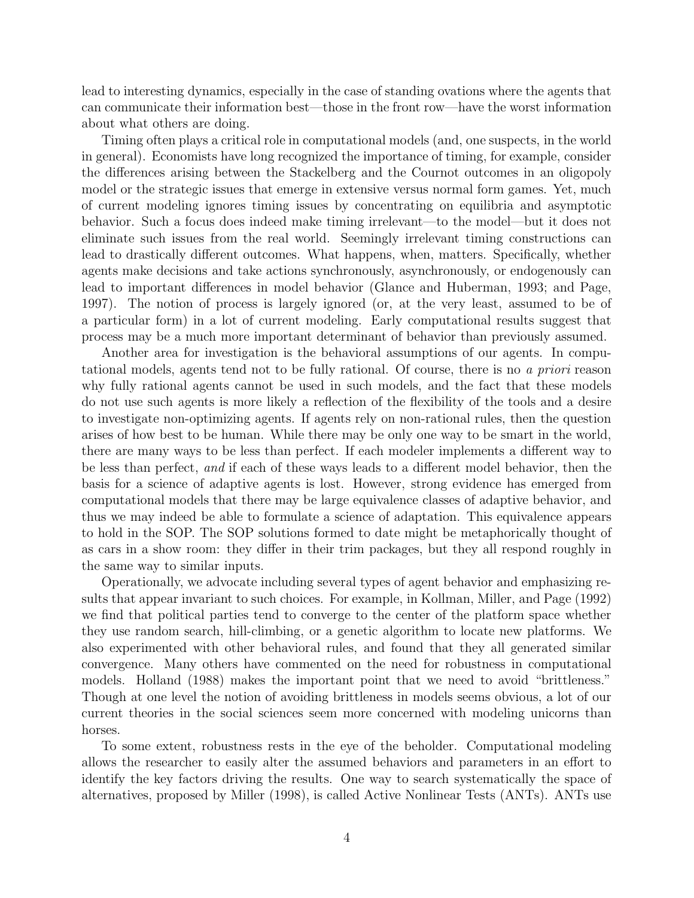lead to interesting dynamics, especially in the case of standing ovations where the agents that can communicate their information best—those in the front row—have the worst information about what others are doing.

Timing often plays a critical role in computational models (and, one suspects, in the world in general). Economists have long recognized the importance of timing, for example, consider the differences arising between the Stackelberg and the Cournot outcomes in an oligopoly model or the strategic issues that emerge in extensive versus normal form games. Yet, much of current modeling ignores timing issues by concentrating on equilibria and asymptotic behavior. Such a focus does indeed make timing irrelevant—to the model—but it does not eliminate such issues from the real world. Seemingly irrelevant timing constructions can lead to drastically different outcomes. What happens, when, matters. Specifically, whether agents make decisions and take actions synchronously, asynchronously, or endogenously can lead to important differences in model behavior (Glance and Huberman, 1993; and Page, 1997). The notion of process is largely ignored (or, at the very least, assumed to be of a particular form) in a lot of current modeling. Early computational results suggest that process may be a much more important determinant of behavior than previously assumed.

Another area for investigation is the behavioral assumptions of our agents. In computational models, agents tend not to be fully rational. Of course, there is no *a priori* reason why fully rational agents cannot be used in such models, and the fact that these models do not use such agents is more likely a reflection of the flexibility of the tools and a desire to investigate non-optimizing agents. If agents rely on non-rational rules, then the question arises of how best to be human. While there may be only one way to be smart in the world, there are many ways to be less than perfect. If each modeler implements a different way to be less than perfect, *and* if each of these ways leads to a different model behavior, then the basis for a science of adaptive agents is lost. However, strong evidence has emerged from computational models that there may be large equivalence classes of adaptive behavior, and thus we may indeed be able to formulate a science of adaptation. This equivalence appears to hold in the SOP. The SOP solutions formed to date might be metaphorically thought of as cars in a show room: they differ in their trim packages, but they all respond roughly in the same way to similar inputs.

Operationally, we advocate including several types of agent behavior and emphasizing results that appear invariant to such choices. For example, in Kollman, Miller, and Page (1992) we find that political parties tend to converge to the center of the platform space whether they use random search, hill-climbing, or a genetic algorithm to locate new platforms. We also experimented with other behavioral rules, and found that they all generated similar convergence. Many others have commented on the need for robustness in computational models. Holland (1988) makes the important point that we need to avoid "brittleness." Though at one level the notion of avoiding brittleness in models seems obvious, a lot of our current theories in the social sciences seem more concerned with modeling unicorns than horses.

To some extent, robustness rests in the eye of the beholder. Computational modeling allows the researcher to easily alter the assumed behaviors and parameters in an effort to identify the key factors driving the results. One way to search systematically the space of alternatives, proposed by Miller (1998), is called Active Nonlinear Tests (ANTs). ANTs use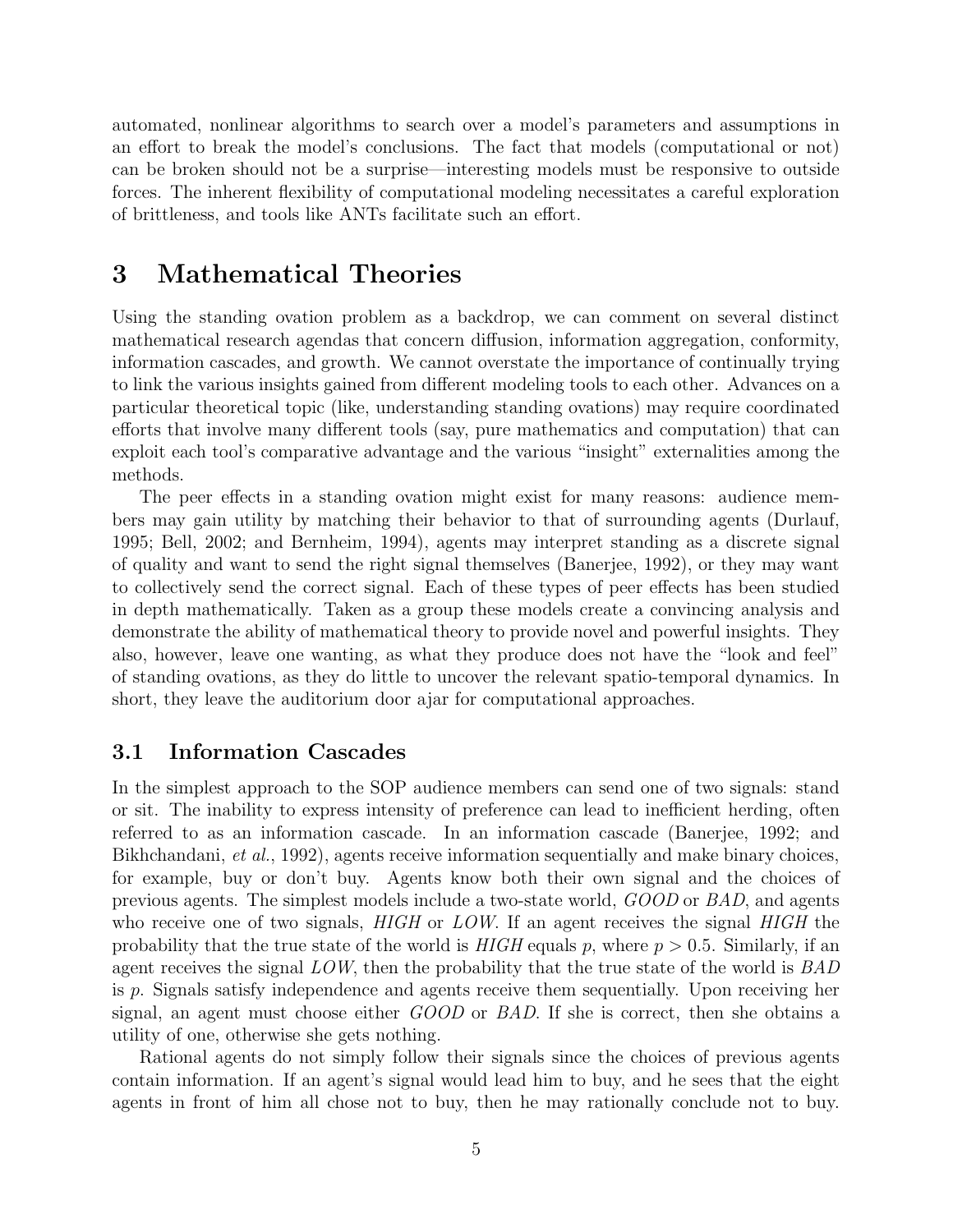automated, nonlinear algorithms to search over a model's parameters and assumptions in an effort to break the model's conclusions. The fact that models (computational or not) can be broken should not be a surprise—interesting models must be responsive to outside forces. The inherent flexibility of computational modeling necessitates a careful exploration of brittleness, and tools like ANTs facilitate such an effort.

# 3 Mathematical Theories

Using the standing ovation problem as a backdrop, we can comment on several distinct mathematical research agendas that concern diffusion, information aggregation, conformity, information cascades, and growth. We cannot overstate the importance of continually trying to link the various insights gained from different modeling tools to each other. Advances on a particular theoretical topic (like, understanding standing ovations) may require coordinated efforts that involve many different tools (say, pure mathematics and computation) that can exploit each tool's comparative advantage and the various "insight" externalities among the methods.

The peer effects in a standing ovation might exist for many reasons: audience members may gain utility by matching their behavior to that of surrounding agents (Durlauf, 1995; Bell, 2002; and Bernheim, 1994), agents may interpret standing as a discrete signal of quality and want to send the right signal themselves (Banerjee, 1992), or they may want to collectively send the correct signal. Each of these types of peer effects has been studied in depth mathematically. Taken as a group these models create a convincing analysis and demonstrate the ability of mathematical theory to provide novel and powerful insights. They also, however, leave one wanting, as what they produce does not have the "look and feel" of standing ovations, as they do little to uncover the relevant spatio-temporal dynamics. In short, they leave the auditorium door ajar for computational approaches.

## 3.1 Information Cascades

In the simplest approach to the SOP audience members can send one of two signals: stand or sit. The inability to express intensity of preference can lead to inefficient herding, often referred to as an information cascade. In an information cascade (Banerjee, 1992; and Bikhchandani, *et al.*, 1992), agents receive information sequentially and make binary choices, for example, buy or don't buy. Agents know both their own signal and the choices of previous agents. The simplest models include a two-state world, *GOOD* or *BAD*, and agents who receive one of two signals, *HIGH* or *LOW*. If an agent receives the signal *HIGH* the probability that the true state of the world is *HIGH* equals $p$, where $p > 0.5$. Similarly, if an agent receives the signal *LOW*, then the probability that the true state of the world is *BAD* is $p$. Signals satisfy independence and agents receive them sequentially. Upon receiving her signal, an agent must choose either *GOOD* or *BAD*. If she is correct, then she obtains a utility of one, otherwise she gets nothing.

Rational agents do not simply follow their signals since the choices of previous agents contain information. If an agent's signal would lead him to buy, and he sees that the eight agents in front of him all chose not to buy, then he may rationally conclude not to buy.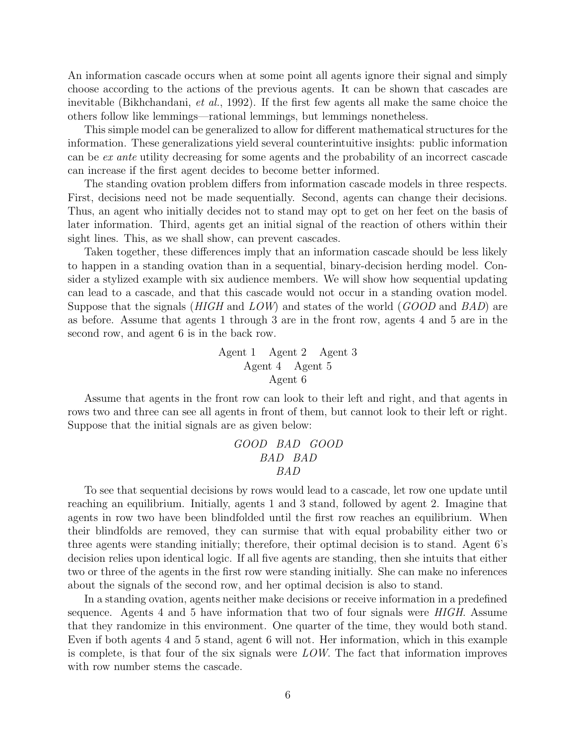An information cascade occurs when at some point all agents ignore their signal and simply choose according to the actions of the previous agents. It can be shown that cascades are inevitable (Bikhchandani, *et al.*, 1992). If the first few agents all make the same choice the others follow like lemmings—rational lemmings, but lemmings nonetheless.

This simple model can be generalized to allow for different mathematical structures for the information. These generalizations yield several counterintuitive insights: public information can be *ex ante* utility decreasing for some agents and the probability of an incorrect cascade can increase if the first agent decides to become better informed.

The standing ovation problem differs from information cascade models in three respects. First, decisions need not be made sequentially. Second, agents can change their decisions. Thus, an agent who initially decides not to stand may opt to get on her feet on the basis of later information. Third, agents get an initial signal of the reaction of others within their sight lines. This, as we shall show, can prevent cascades.

Taken together, these differences imply that an information cascade should be less likely to happen in a standing ovation than in a sequential, binary-decision herding model. Consider a stylized example with six audience members. We will show how sequential updating can lead to a cascade, and that this cascade would not occur in a standing ovation model. Suppose that the signals (*HIGH* and *LOW*) and states of the world (*GOOD* and *BAD*) are as before. Assume that agents 1 through 3 are in the front row, agents 4 and 5 are in the second row, and agent 6 is in the back row.

Agent 1    Agent 2    Agent 3
Agent 4    Agent 5
Agent 6

Assume that agents in the front row can look to their left and right, and that agents in rows two and three can see all agents in front of them, but cannot look to their left or right. Suppose that the initial signals are as given below:

*GOOD*    *BAD*    *GOOD*
*BAD*    *BAD*
*BAD*

To see that sequential decisions by rows would lead to a cascade, let row one update until reaching an equilibrium. Initially, agents 1 and 3 stand, followed by agent 2. Imagine that agents in row two have been blindfolded until the first row reaches an equilibrium. When their blindfolds are removed, they can surmise that with equal probability either two or three agents were standing initially; therefore, their optimal decision is to stand. Agent 6's decision relies upon identical logic. If all five agents are standing, then she intuits that either two or three of the agents in the first row were standing initially. She can make no inferences about the signals of the second row, and her optimal decision is also to stand.

In a standing ovation, agents neither make decisions or receive information in a predefined sequence. Agents 4 and 5 have information that two of four signals were *HIGH*. Assume that they randomize in this environment. One quarter of the time, they would both stand. Even if both agents 4 and 5 stand, agent 6 will not. Her information, which in this example is complete, is that four of the six signals were *LOW*. The fact that information improves with row number stems the cascade.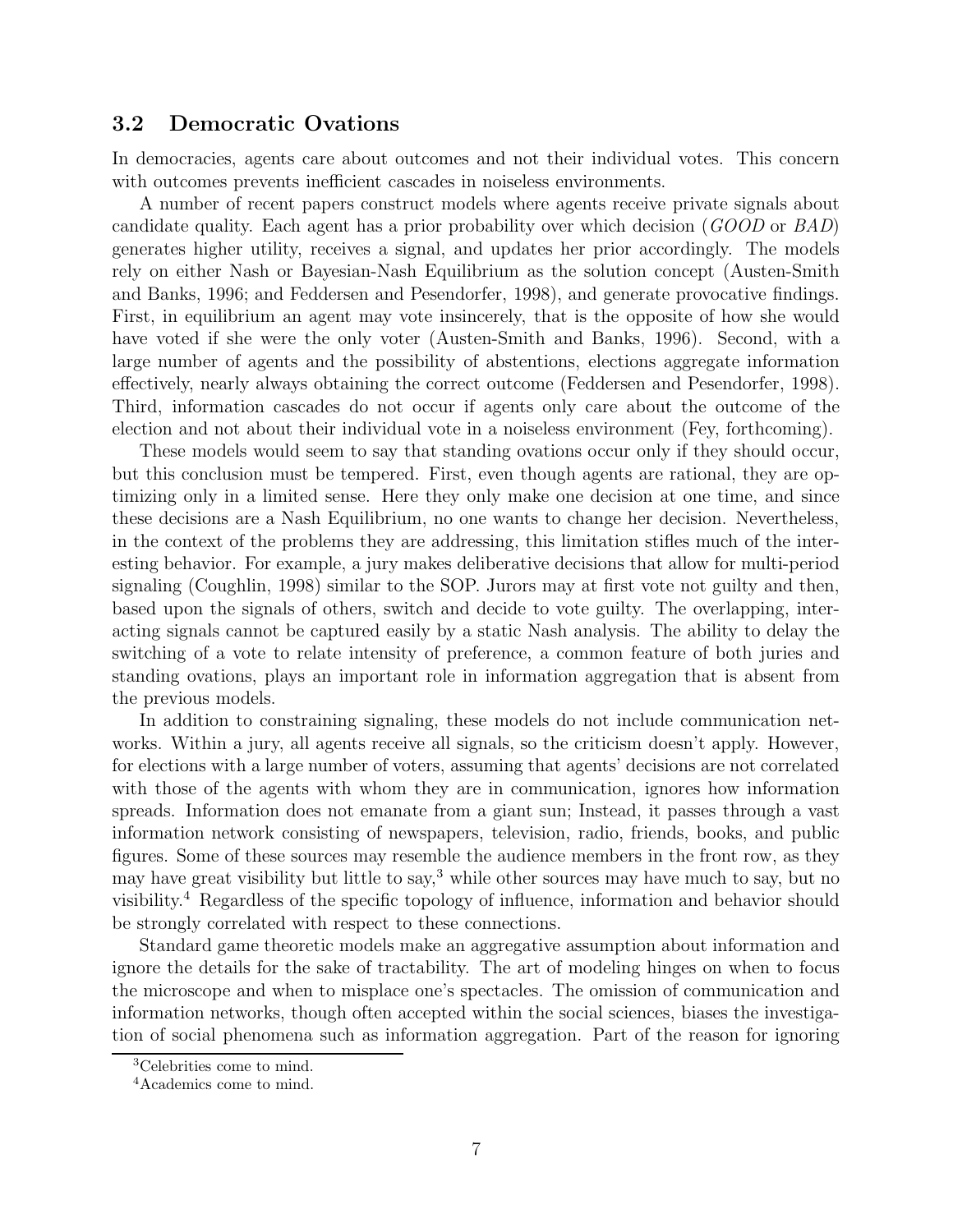### 3.2 Democratic Ovations

In democracies, agents care about outcomes and not their individual votes. This concern with outcomes prevents inefficient cascades in noiseless environments.

A number of recent papers construct models where agents receive private signals about candidate quality. Each agent has a prior probability over which decision (*GOOD* or *BAD*) generates higher utility, receives a signal, and updates her prior accordingly. The models rely on either Nash or Bayesian-Nash Equilibrium as the solution concept (Austen-Smith and Banks, 1996; and Feddersen and Pesendorfer, 1998), and generate provocative findings. First, in equilibrium an agent may vote insincerely, that is the opposite of how she would have voted if she were the only voter (Austen-Smith and Banks, 1996). Second, with a large number of agents and the possibility of abstentions, elections aggregate information effectively, nearly always obtaining the correct outcome (Feddersen and Pesendorfer, 1998). Third, information cascades do not occur if agents only care about the outcome of the election and not about their individual vote in a noiseless environment (Fey, forthcoming).

These models would seem to say that standing ovations occur only if they should occur, but this conclusion must be tempered. First, even though agents are rational, they are optimizing only in a limited sense. Here they only make one decision at one time, and since these decisions are a Nash Equilibrium, no one wants to change her decision. Nevertheless, in the context of the problems they are addressing, this limitation stifles much of the interesting behavior. For example, a jury makes deliberative decisions that allow for multi-period signaling (Coughlin, 1998) similar to the SOP. Jurors may at first vote not guilty and then, based upon the signals of others, switch and decide to vote guilty. The overlapping, interacting signals cannot be captured easily by a static Nash analysis. The ability to delay the switching of a vote to relate intensity of preference, a common feature of both juries and standing ovations, plays an important role in information aggregation that is absent from the previous models.

In addition to constraining signaling, these models do not include communication networks. Within a jury, all agents receive all signals, so the criticism doesn't apply. However, for elections with a large number of voters, assuming that agents' decisions are not correlated with those of the agents with whom they are in communication, ignores how information spreads. Information does not emanate from a giant sun; Instead, it passes through a vast information network consisting of newspapers, television, radio, friends, books, and public figures. Some of these sources may resemble the audience members in the front row, as they may have great visibility but little to say,[3] while other sources may have much to say, but no visibility.[4] Regardless of the specific topology of influence, information and behavior should be strongly correlated with respect to these connections.

Standard game theoretic models make an aggregative assumption about information and ignore the details for the sake of tractability. The art of modeling hinges on when to focus the microscope and when to misplace one's spectacles. The omission of communication and information networks, though often accepted within the social sciences, biases the investigation of social phenomena such as information aggregation. Part of the reason for ignoring

[3] Celebrities come to mind.

[4] Academics come to mind.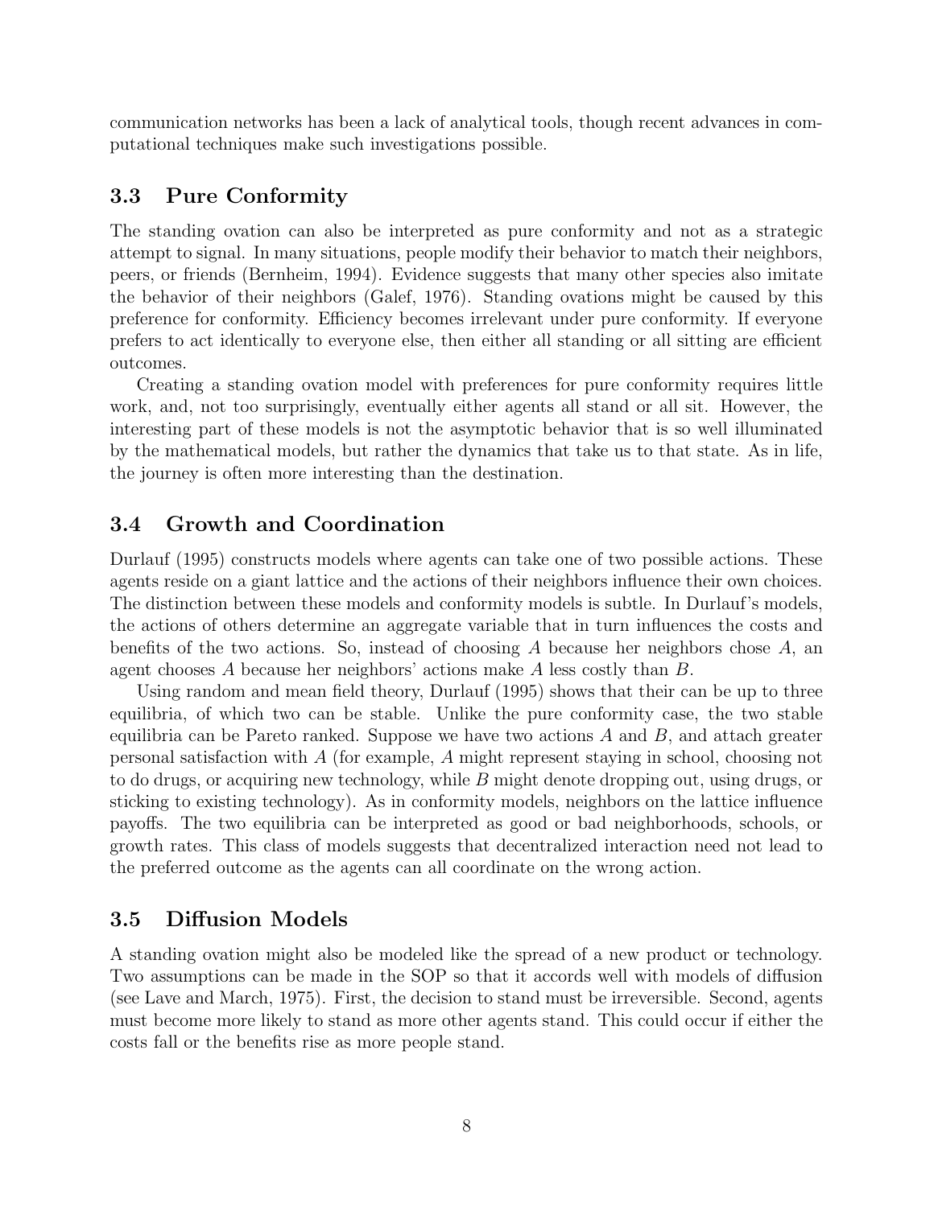communication networks has been a lack of analytical tools, though recent advances in computational techniques make such investigations possible.

### 3.3 Pure Conformity

The standing ovation can also be interpreted as pure conformity and not as a strategic attempt to signal. In many situations, people modify their behavior to match their neighbors, peers, or friends (Bernheim, 1994). Evidence suggests that many other species also imitate the behavior of their neighbors (Galef, 1976). Standing ovations might be caused by this preference for conformity. Efficiency becomes irrelevant under pure conformity. If everyone prefers to act identically to everyone else, then either all standing or all sitting are efficient outcomes.

Creating a standing ovation model with preferences for pure conformity requires little work, and, not too surprisingly, eventually either agents all stand or all sit. However, the interesting part of these models is not the asymptotic behavior that is so well illuminated by the mathematical models, but rather the dynamics that take us to that state. As in life, the journey is often more interesting than the destination.

### 3.4 Growth and Coordination

Durlauf (1995) constructs models where agents can take one of two possible actions. These agents reside on a giant lattice and the actions of their neighbors influence their own choices. The distinction between these models and conformity models is subtle. In Durlauf's models, the actions of others determine an aggregate variable that in turn influences the costs and benefits of the two actions. So, instead of choosing $A$ because her neighbors chose $A$, an agent chooses $A$ because her neighbors' actions make $A$ less costly than $B$.

Using random and mean field theory, Durlauf (1995) shows that their can be up to three equilibria, of which two can be stable. Unlike the pure conformity case, the two stable equilibria can be Pareto ranked. Suppose we have two actions $A$ and $B$, and attach greater personal satisfaction with $A$ (for example, $A$ might represent staying in school, choosing not to do drugs, or acquiring new technology, while $B$ might denote dropping out, using drugs, or sticking to existing technology). As in conformity models, neighbors on the lattice influence payoffs. The two equilibria can be interpreted as good or bad neighborhoods, schools, or growth rates. This class of models suggests that decentralized interaction need not lead to the preferred outcome as the agents can all coordinate on the wrong action.

### 3.5 Diffusion Models

A standing ovation might also be modeled like the spread of a new product or technology. Two assumptions can be made in the SOP so that it accords well with models of diffusion (see Lave and March, 1975). First, the decision to stand must be irreversible. Second, agents must become more likely to stand as more other agents stand. This could occur if either the costs fall or the benefits rise as more people stand.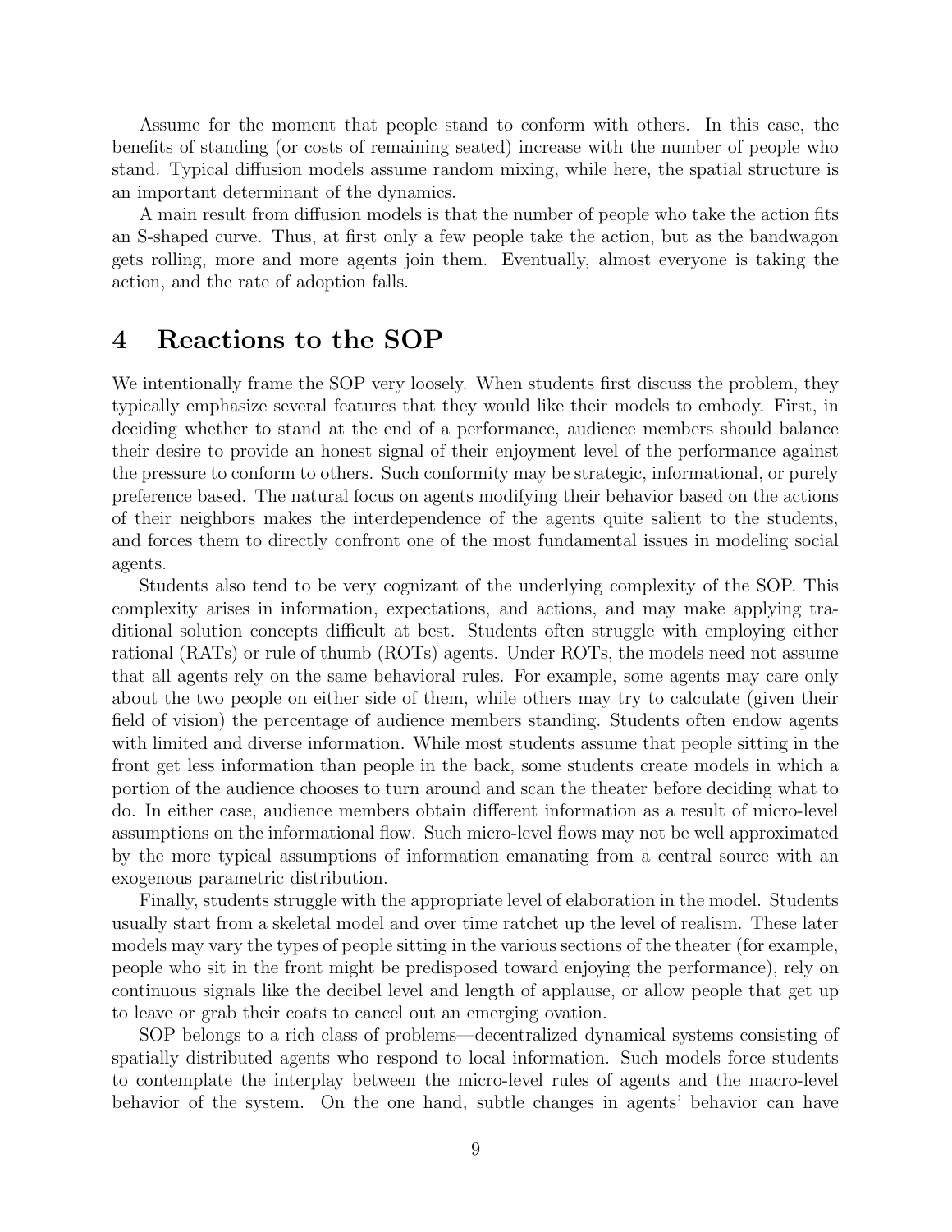Assume for the moment that people stand to conform with others. In this case, the benefits of standing (or costs of remaining seated) increase with the number of people who stand. Typical diffusion models assume random mixing, while here, the spatial structure is an important determinant of the dynamics.

A main result from diffusion models is that the number of people who take the action fits an S-shaped curve. Thus, at first only a few people take the action, but as the bandwagon gets rolling, more and more agents join them. Eventually, almost everyone is taking the action, and the rate of adoption falls.

# 4 Reactions to the SOP

We intentionally frame the SOP very loosely. When students first discuss the problem, they typically emphasize several features that they would like their models to embody. First, in deciding whether to stand at the end of a performance, audience members should balance their desire to provide an honest signal of their enjoyment level of the performance against the pressure to conform to others. Such conformity may be strategic, informational, or purely preference based. The natural focus on agents modifying their behavior based on the actions of their neighbors makes the interdependence of the agents quite salient to the students, and forces them to directly confront one of the most fundamental issues in modeling social agents.

Students also tend to be very cognizant of the underlying complexity of the SOP. This complexity arises in information, expectations, and actions, and may make applying traditional solution concepts difficult at best. Students often struggle with employing either rational (RATs) or rule of thumb (ROTs) agents. Under ROTs, the models need not assume that all agents rely on the same behavioral rules. For example, some agents may care only about the two people on either side of them, while others may try to calculate (given their field of vision) the percentage of audience members standing. Students often endow agents with limited and diverse information. While most students assume that people sitting in the front get less information than people in the back, some students create models in which a portion of the audience chooses to turn around and scan the theater before deciding what to do. In either case, audience members obtain different information as a result of micro-level assumptions on the informational flow. Such micro-level flows may not be well approximated by the more typical assumptions of information emanating from a central source with an exogenous parametric distribution.

Finally, students struggle with the appropriate level of elaboration in the model. Students usually start from a skeletal model and over time ratchet up the level of realism. These later models may vary the types of people sitting in the various sections of the theater (for example, people who sit in the front might be predisposed toward enjoying the performance), rely on continuous signals like the decibel level and length of applause, or allow people that get up to leave or grab their coats to cancel out an emerging ovation.

SOP belongs to a rich class of problems—decentralized dynamical systems consisting of spatially distributed agents who respond to local information. Such models force students to contemplate the interplay between the micro-level rules of agents and the macro-level behavior of the system. On the one hand, subtle changes in agents' behavior can have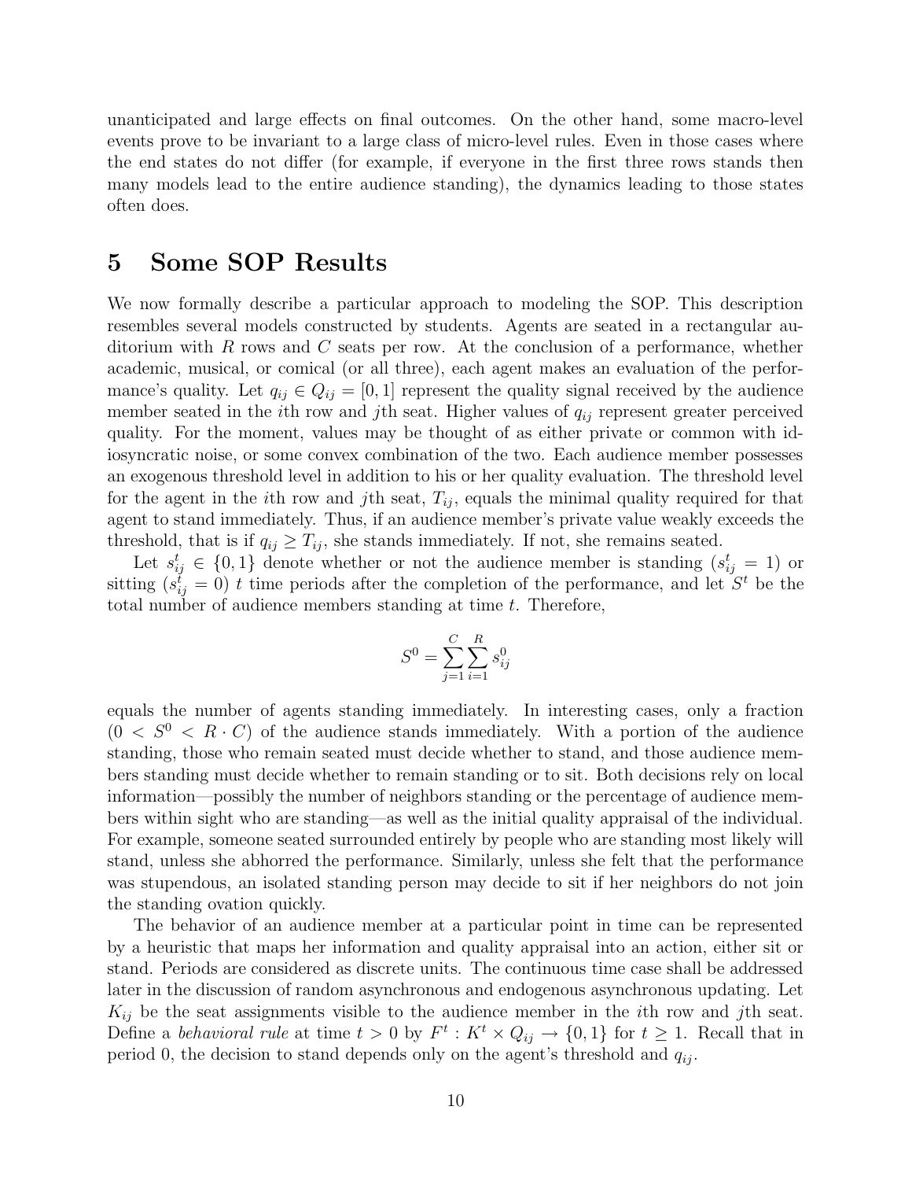unanticipated and large effects on final outcomes. On the other hand, some macro-level events prove to be invariant to a large class of micro-level rules. Even in those cases where the end states do not differ (for example, if everyone in the first three rows stands then many models lead to the entire audience standing), the dynamics leading to those states often does.

# 5 Some SOP Results

We now formally describe a particular approach to modeling the SOP. This description resembles several models constructed by students. Agents are seated in a rectangular auditorium with $R$ rows and $C$ seats per row. At the conclusion of a performance, whether academic, musical, or comical (or all three), each agent makes an evaluation of the performance's quality. Let $q_{ij} \in Q_{ij} = [0, 1]$ represent the quality signal received by the audience member seated in the $i$th row and $j$th seat. Higher values of $q_{ij}$ represent greater perceived quality. For the moment, values may be thought of as either private or common with idiosyncratic noise, or some convex combination of the two. Each audience member possesses an exogenous threshold level in addition to his or her quality evaluation. The threshold level for the agent in the $i$th row and $j$th seat, $T_{ij}$, equals the minimal quality required for that agent to stand immediately. Thus, if an audience member's private value weakly exceeds the threshold, that is if $q_{ij} \geq T_{ij}$, she stands immediately. If not, she remains seated.

Let $s_{ij}^t \in \{0, 1\}$ denote whether or not the audience member is standing ($s_{ij}^t = 1$) or sitting ($s_{ij}^t = 0$) $t$ time periods after the completion of the performance, and let $S^t$ be the total number of audience members standing at time $t$. Therefore,

$$S^0 = \sum_{j=1}^{C} \sum_{i=1}^{R} s_{ij}^0$$

equals the number of agents standing immediately. In interesting cases, only a fraction ($0 < S^0 < R \cdot C$) of the audience stands immediately. With a portion of the audience standing, those who remain seated must decide whether to stand, and those audience members standing must decide whether to remain standing or to sit. Both decisions rely on local information—possibly the number of neighbors standing or the percentage of audience members within sight who are standing—as well as the initial quality appraisal of the individual. For example, someone seated surrounded entirely by people who are standing most likely will stand, unless she abhorred the performance. Similarly, unless she felt that the performance was stupendous, an isolated standing person may decide to sit if her neighbors do not join the standing ovation quickly.

The behavior of an audience member at a particular point in time can be represented by a heuristic that maps her information and quality appraisal into an action, either sit or stand. Periods are considered as discrete units. The continuous time case shall be addressed later in the discussion of random asynchronous and endogenous asynchronous updating. Let $K_{ij}$ be the seat assignments visible to the audience member in the $i$th row and $j$th seat. Define a *behavioral rule* at time $t > 0$ by $F^t : K^t \times Q_{ij} \to \{0, 1\}$ for $t \geq 1$. Recall that in period 0, the decision to stand depends only on the agent's threshold and $q_{ij}$.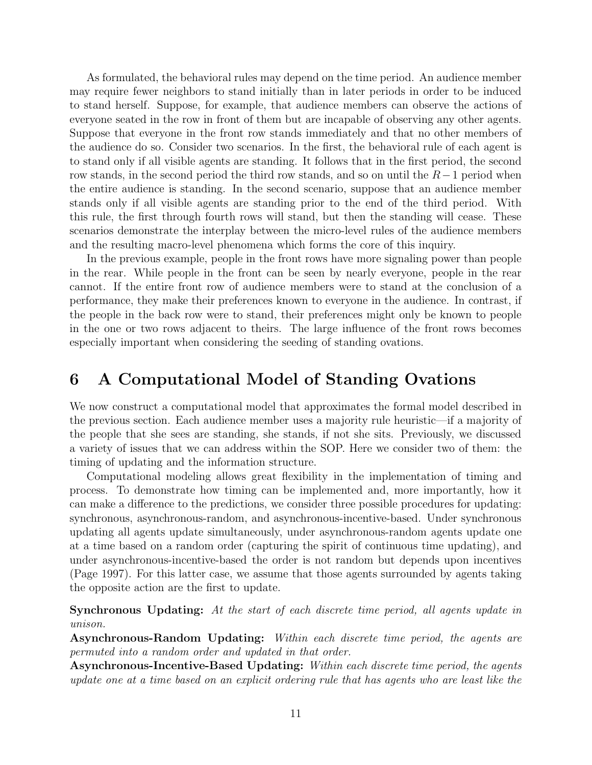As formulated, the behavioral rules may depend on the time period. An audience member may require fewer neighbors to stand initially than in later periods in order to be induced to stand herself. Suppose, for example, that audience members can observe the actions of everyone seated in the row in front of them but are incapable of observing any other agents. Suppose that everyone in the front row stands immediately and that no other members of the audience do so. Consider two scenarios. In the first, the behavioral rule of each agent is to stand only if all visible agents are standing. It follows that in the first period, the second row stands, in the second period the third row stands, and so on until the $R-1$ period when the entire audience is standing. In the second scenario, suppose that an audience member stands only if all visible agents are standing prior to the end of the third period. With this rule, the first through fourth rows will stand, but then the standing will cease. These scenarios demonstrate the interplay between the micro-level rules of the audience members and the resulting macro-level phenomena which forms the core of this inquiry.

In the previous example, people in the front rows have more signaling power than people in the rear. While people in the front can be seen by nearly everyone, people in the rear cannot. If the entire front row of audience members were to stand at the conclusion of a performance, they make their preferences known to everyone in the audience. In contrast, if the people in the back row were to stand, their preferences might only be known to people in the one or two rows adjacent to theirs. The large influence of the front rows becomes especially important when considering the seeding of standing ovations.

# 6 A Computational Model of Standing Ovations

We now construct a computational model that approximates the formal model described in the previous section. Each audience member uses a majority rule heuristic—if a majority of the people that she sees are standing, she stands, if not she sits. Previously, we discussed a variety of issues that we can address within the SOP. Here we consider two of them: the timing of updating and the information structure.

Computational modeling allows great flexibility in the implementation of timing and process. To demonstrate how timing can be implemented and, more importantly, how it can make a difference to the predictions, we consider three possible procedures for updating: synchronous, asynchronous-random, and asynchronous-incentive-based. Under synchronous updating all agents update simultaneously, under asynchronous-random agents update one at a time based on a random order (capturing the spirit of continuous time updating), and under asynchronous-incentive-based the order is not random but depends upon incentives (Page 1997). For this latter case, we assume that those agents surrounded by agents taking the opposite action are the first to update.

**Synchronous Updating:** *At the start of each discrete time period, all agents update in unison.*

**Asynchronous-Random Updating:** *Within each discrete time period, the agents are permuted into a random order and updated in that order.*

**Asynchronous-Incentive-Based Updating:** *Within each discrete time period, the agents update one at a time based on an explicit ordering rule that has agents who are least like the*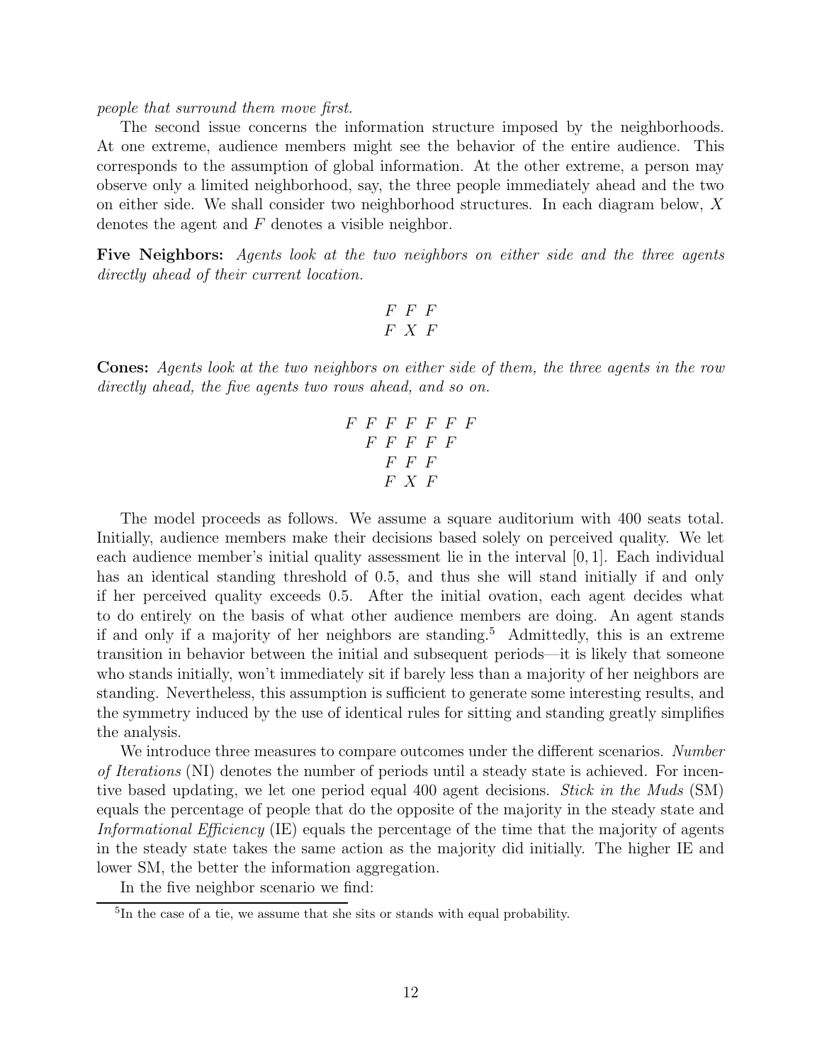*people that surround them move first.*

The second issue concerns the information structure imposed by the neighborhoods. At one extreme, audience members might see the behavior of the entire audience. This corresponds to the assumption of global information. At the other extreme, a person may observe only a limited neighborhood, say, the three people immediately ahead and the two on either side. We shall consider two neighborhood structures. In each diagram below, $X$ denotes the agent and $F$ denotes a visible neighbor.

**Five Neighbors:** *Agents look at the two neighbors on either side and the three agents directly ahead of their current location.*

$$\begin{array}{ccc} F & F & F \\ F & X & F \end{array}$$

**Cones:** *Agents look at the two neighbors on either side of them, the three agents in the row directly ahead, the five agents two rows ahead, and so on.*

$$\begin{array}{ccccccc} F & F & F & F & F & F & F \\ & F & F & F & F & F & \\ & & F & F & F & & \\ & & F & X & F & & \end{array}$$

The model proceeds as follows. We assume a square auditorium with 400 seats total. Initially, audience members make their decisions based solely on perceived quality. We let each audience member's initial quality assessment lie in the interval $[0, 1]$. Each individual has an identical standing threshold of 0.5, and thus she will stand initially if and only if her perceived quality exceeds 0.5. After the initial ovation, each agent decides what to do entirely on the basis of what other audience members are doing. An agent stands if and only if a majority of her neighbors are standing.[5] Admittedly, this is an extreme transition in behavior between the initial and subsequent periods—it is likely that someone who stands initially, won't immediately sit if barely less than a majority of her neighbors are standing. Nevertheless, this assumption is sufficient to generate some interesting results, and the symmetry induced by the use of identical rules for sitting and standing greatly simplifies the analysis.

We introduce three measures to compare outcomes under the different scenarios. *Number of Iterations* (NI) denotes the number of periods until a steady state is achieved. For incentive based updating, we let one period equal 400 agent decisions. *Stick in the Muds* (SM) equals the percentage of people that do the opposite of the majority in the steady state and *Informational Efficiency* (IE) equals the percentage of the time that the majority of agents in the steady state takes the same action as the majority did initially. The higher IE and lower SM, the better the information aggregation.

In the five neighbor scenario we find:

[5] In the case of a tie, we assume that she sits or stands with equal probability.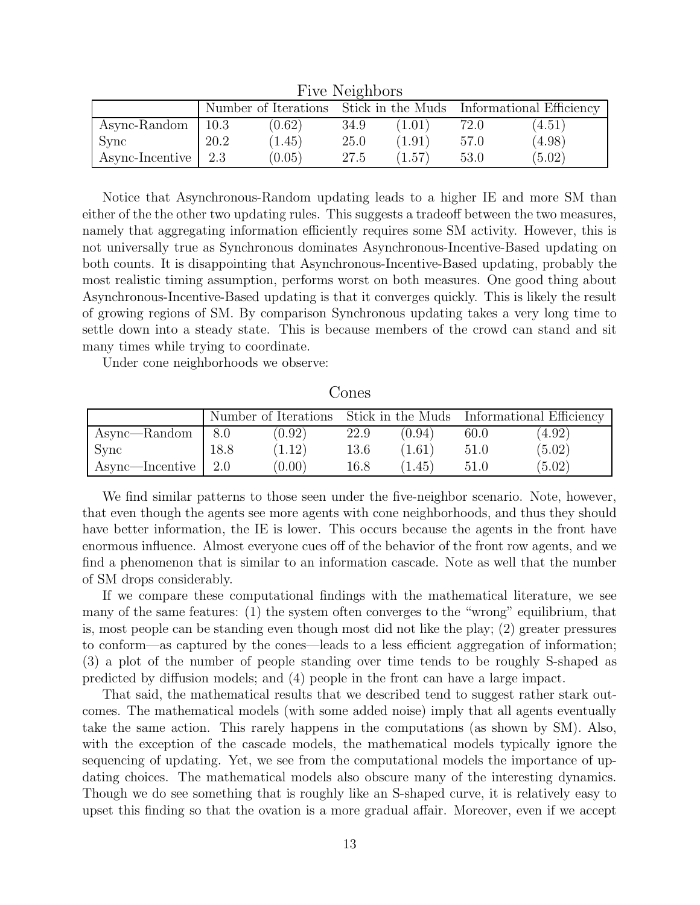Five Neighbors

| | Number of Iterations | | Stick in the Muds | | Informational Efficiency | |
|---|---|---|---|---|---|---|
| Async-Random | 10.3 | (0.62) | 34.9 | (1.01) | 72.0 | (4.51) |
| Sync | 20.2 | (1.45) | 25.0 | (1.91) | 57.0 | (4.98) |
| Async-Incentive | 2.3 | (0.05) | 27.5 | (1.57) | 53.0 | (5.02) |

Notice that Asynchronous-Random updating leads to a higher IE and more SM than either of the the other two updating rules. This suggests a tradeoff between the two measures, namely that aggregating information efficiently requires some SM activity. However, this is not universally true as Synchronous dominates Asynchronous-Incentive-Based updating on both counts. It is disappointing that Asynchronous-Incentive-Based updating, probably the most realistic timing assumption, performs worst on both measures. One good thing about Asynchronous-Incentive-Based updating is that it converges quickly. This is likely the result of growing regions of SM. By comparison Synchronous updating takes a very long time to settle down into a steady state. This is because members of the crowd can stand and sit many times while trying to coordinate.

Under cone neighborhoods we observe:

Cones

| | Number of Iterations | | Stick in the Muds | | Informational Efficiency | |
|---|---|---|---|---|---|---|
| Async—Random | 8.0 | (0.92) | 22.9 | (0.94) | 60.0 | (4.92) |
| Sync | 18.8 | (1.12) | 13.6 | (1.61) | 51.0 | (5.02) |
| Async—Incentive | 2.0 | (0.00) | 16.8 | (1.45) | 51.0 | (5.02) |

We find similar patterns to those seen under the five-neighbor scenario. Note, however, that even though the agents see more agents with cone neighborhoods, and thus they should have better information, the IE is lower. This occurs because the agents in the front have enormous influence. Almost everyone cues off of the behavior of the front row agents, and we find a phenomenon that is similar to an information cascade. Note as well that the number of SM drops considerably.

If we compare these computational findings with the mathematical literature, we see many of the same features: (1) the system often converges to the "wrong" equilibrium, that is, most people can be standing even though most did not like the play; (2) greater pressures to conform—as captured by the cones—leads to a less efficient aggregation of information; (3) a plot of the number of people standing over time tends to be roughly S-shaped as predicted by diffusion models; and (4) people in the front can have a large impact.

That said, the mathematical results that we described tend to suggest rather stark outcomes. The mathematical models (with some added noise) imply that all agents eventually take the same action. This rarely happens in the computations (as shown by SM). Also, with the exception of the cascade models, the mathematical models typically ignore the sequencing of updating. Yet, we see from the computational models the importance of updating choices. The mathematical models also obscure many of the interesting dynamics. Though we do see something that is roughly like an S-shaped curve, it is relatively easy to upset this finding so that the ovation is a more gradual affair. Moreover, even if we accept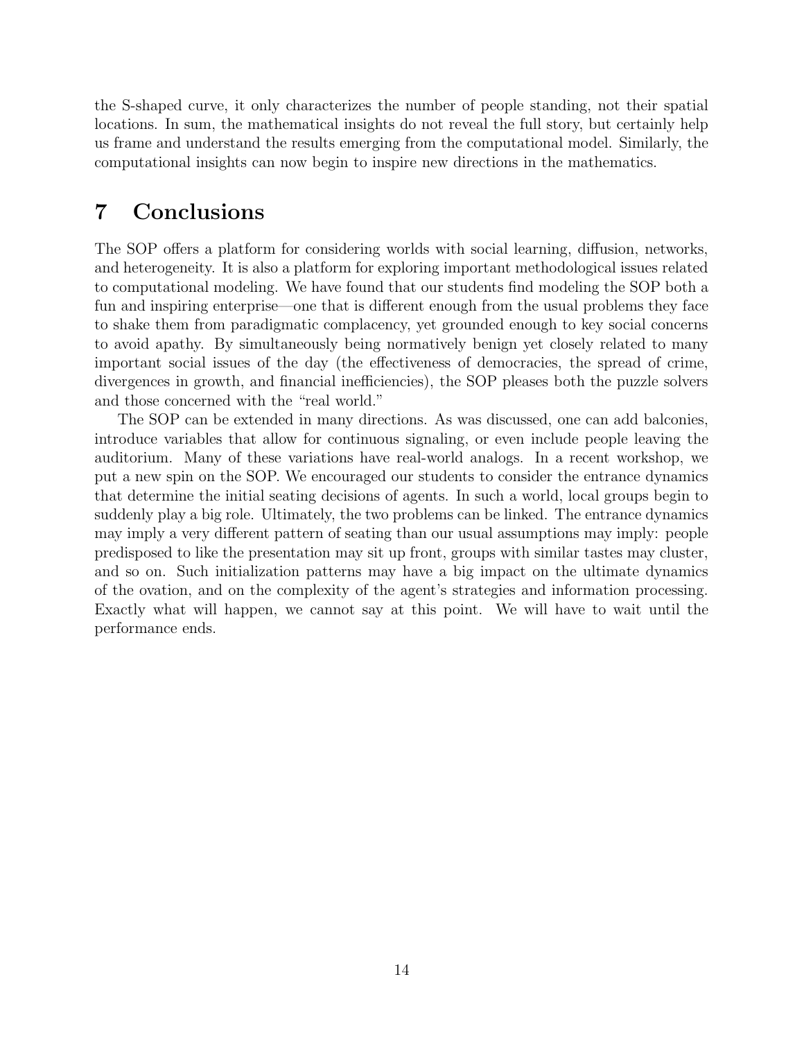the S-shaped curve, it only characterizes the number of people standing, not their spatial locations. In sum, the mathematical insights do not reveal the full story, but certainly help us frame and understand the results emerging from the computational model. Similarly, the computational insights can now begin to inspire new directions in the mathematics.

# 7 Conclusions

The SOP offers a platform for considering worlds with social learning, diffusion, networks, and heterogeneity. It is also a platform for exploring important methodological issues related to computational modeling. We have found that our students find modeling the SOP both a fun and inspiring enterprise—one that is different enough from the usual problems they face to shake them from paradigmatic complacency, yet grounded enough to key social concerns to avoid apathy. By simultaneously being normatively benign yet closely related to many important social issues of the day (the effectiveness of democracies, the spread of crime, divergences in growth, and financial inefficiencies), the SOP pleases both the puzzle solvers and those concerned with the "real world."

The SOP can be extended in many directions. As was discussed, one can add balconies, introduce variables that allow for continuous signaling, or even include people leaving the auditorium. Many of these variations have real-world analogs. In a recent workshop, we put a new spin on the SOP. We encouraged our students to consider the entrance dynamics that determine the initial seating decisions of agents. In such a world, local groups begin to suddenly play a big role. Ultimately, the two problems can be linked. The entrance dynamics may imply a very different pattern of seating than our usual assumptions may imply: people predisposed to like the presentation may sit up front, groups with similar tastes may cluster, and so on. Such initialization patterns may have a big impact on the ultimate dynamics of the ovation, and on the complexity of the agent's strategies and information processing. Exactly what will happen, we cannot say at this point. We will have to wait until the performance ends.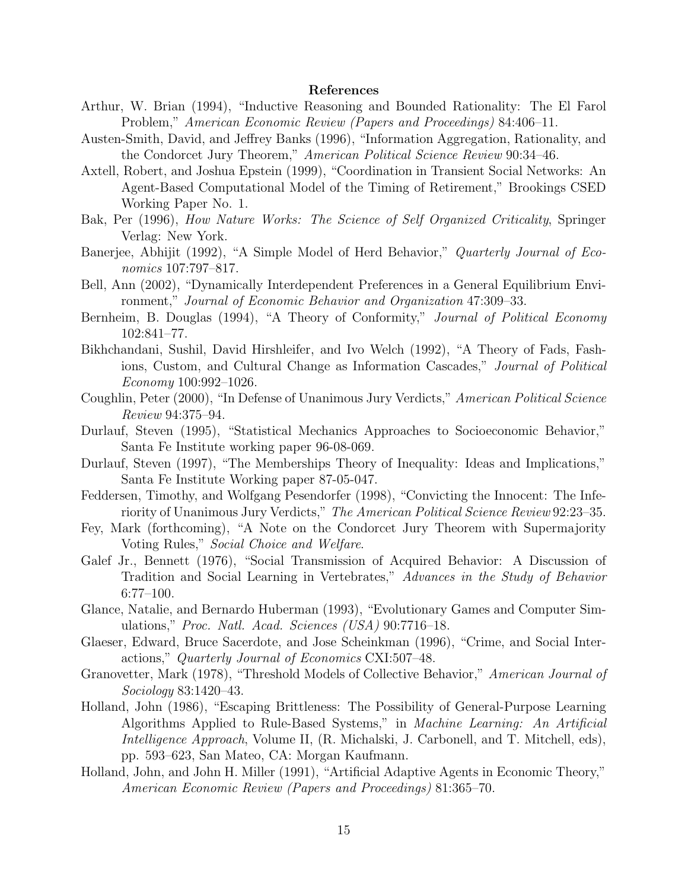## References

Arthur, W. Brian (1994), "Inductive Reasoning and Bounded Rationality: The El Farol Problem," *American Economic Review (Papers and Proceedings)* 84:406–11.

Austen-Smith, David, and Jeffrey Banks (1996), "Information Aggregation, Rationality, and the Condorcet Jury Theorem," *American Political Science Review* 90:34–46.

Axtell, Robert, and Joshua Epstein (1999), "Coordination in Transient Social Networks: An Agent-Based Computational Model of the Timing of Retirement," Brookings CSED Working Paper No. 1.

Bak, Per (1996), *How Nature Works: The Science of Self Organized Criticality*, Springer Verlag: New York.

Banerjee, Abhijit (1992), "A Simple Model of Herd Behavior," *Quarterly Journal of Economics* 107:797–817.

Bell, Ann (2002), "Dynamically Interdependent Preferences in a General Equilibrium Environment," *Journal of Economic Behavior and Organization* 47:309–33.

Bernheim, B. Douglas (1994), "A Theory of Conformity," *Journal of Political Economy* 102:841–77.

Bikhchandani, Sushil, David Hirshleifer, and Ivo Welch (1992), "A Theory of Fads, Fashions, Custom, and Cultural Change as Information Cascades," *Journal of Political Economy* 100:992–1026.

Coughlin, Peter (2000), "In Defense of Unanimous Jury Verdicts," *American Political Science Review* 94:375–94.

Durlauf, Steven (1995), "Statistical Mechanics Approaches to Socioeconomic Behavior," Santa Fe Institute working paper 96-08-069.

Durlauf, Steven (1997), "The Memberships Theory of Inequality: Ideas and Implications," Santa Fe Institute Working paper 87-05-047.

Feddersen, Timothy, and Wolfgang Pesendorfer (1998), "Convicting the Innocent: The Inferiority of Unanimous Jury Verdicts," *The American Political Science Review* 92:23–35.

Fey, Mark (forthcoming), "A Note on the Condorcet Jury Theorem with Supermajority Voting Rules," *Social Choice and Welfare*.

Galef Jr., Bennett (1976), "Social Transmission of Acquired Behavior: A Discussion of Tradition and Social Learning in Vertebrates," *Advances in the Study of Behavior* 6:77–100.

Glance, Natalie, and Bernardo Huberman (1993), "Evolutionary Games and Computer Simulations," *Proc. Natl. Acad. Sciences (USA)* 90:7716–18.

Glaeser, Edward, Bruce Sacerdote, and Jose Scheinkman (1996), "Crime, and Social Interactions," *Quarterly Journal of Economics* CXI:507–48.

Granovetter, Mark (1978), "Threshold Models of Collective Behavior," *American Journal of Sociology* 83:1420–43.

Holland, John (1986), "Escaping Brittleness: The Possibility of General-Purpose Learning Algorithms Applied to Rule-Based Systems," in *Machine Learning: An Artificial Intelligence Approach*, Volume II, (R. Michalski, J. Carbonell, and T. Mitchell, eds), pp. 593–623, San Mateo, CA: Morgan Kaufmann.

Holland, John, and John H. Miller (1991), "Artificial Adaptive Agents in Economic Theory," *American Economic Review (Papers and Proceedings)* 81:365–70.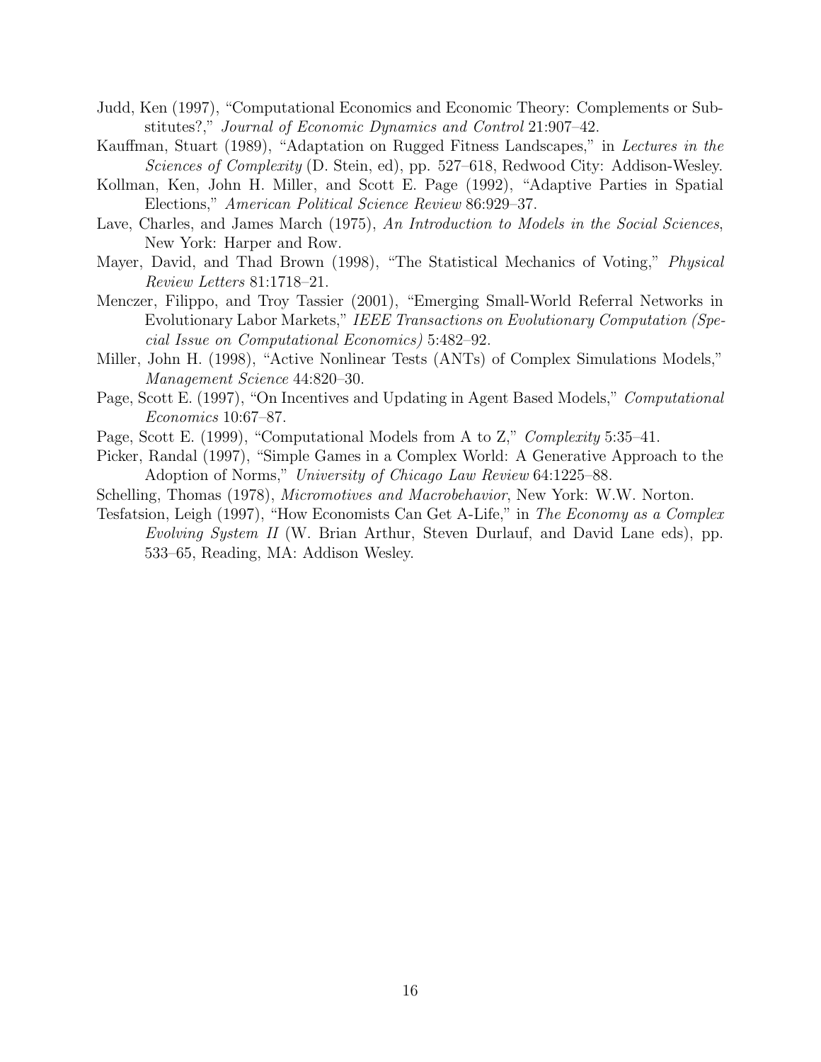Judd, Ken (1997), "Computational Economics and Economic Theory: Complements or Substitutes?," *Journal of Economic Dynamics and Control* 21:907–42.

Kauffman, Stuart (1989), "Adaptation on Rugged Fitness Landscapes," in *Lectures in the Sciences of Complexity* (D. Stein, ed), pp. 527–618, Redwood City: Addison-Wesley.

Kollman, Ken, John H. Miller, and Scott E. Page (1992), "Adaptive Parties in Spatial Elections," *American Political Science Review* 86:929–37.

Lave, Charles, and James March (1975), *An Introduction to Models in the Social Sciences*, New York: Harper and Row.

Mayer, David, and Thad Brown (1998), "The Statistical Mechanics of Voting," *Physical Review Letters* 81:1718–21.

Menczer, Filippo, and Troy Tassier (2001), "Emerging Small-World Referral Networks in Evolutionary Labor Markets," *IEEE Transactions on Evolutionary Computation (Special Issue on Computational Economics)* 5:482–92.

Miller, John H. (1998), "Active Nonlinear Tests (ANTs) of Complex Simulations Models," *Management Science* 44:820–30.

Page, Scott E. (1997), "On Incentives and Updating in Agent Based Models," *Computational Economics* 10:67–87.

Page, Scott E. (1999), "Computational Models from A to Z," *Complexity* 5:35–41.

Picker, Randal (1997), "Simple Games in a Complex World: A Generative Approach to the Adoption of Norms," *University of Chicago Law Review* 64:1225–88.

Schelling, Thomas (1978), *Micromotives and Macrobehavior*, New York: W.W. Norton.

Tesfatsion, Leigh (1997), "How Economists Can Get A-Life," in *The Economy as a Complex Evolving System II* (W. Brian Arthur, Steven Durlauf, and David Lane eds), pp. 533–65, Reading, MA: Addison Wesley.